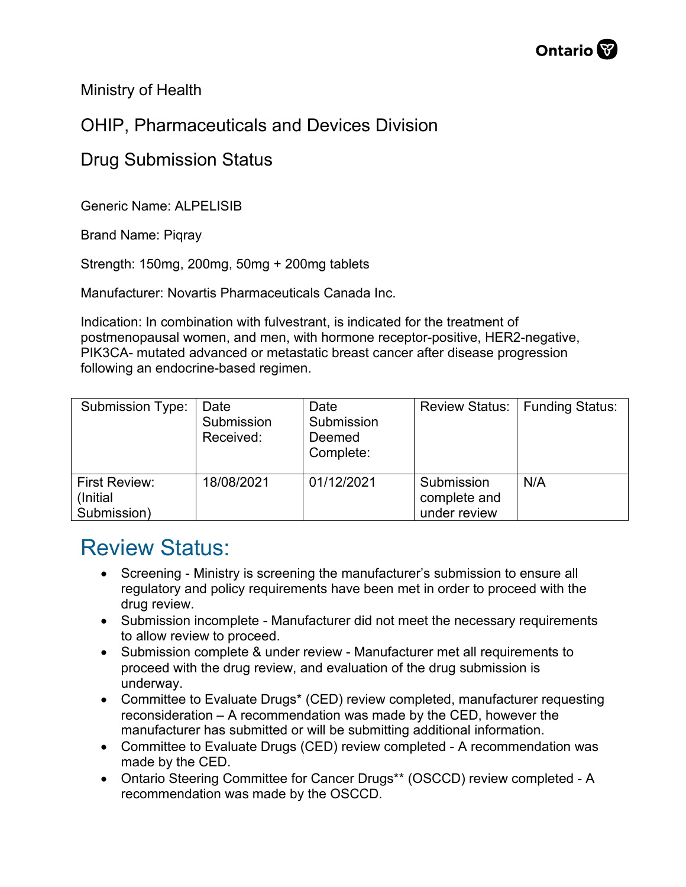Ministry of Health

OHIP, Pharmaceuticals and Devices Division

Drug Submission Status

Generic Name: ALPELISIB

Brand Name: Piqray

Strength: 150mg, 200mg, 50mg + 200mg tablets

Manufacturer: Novartis Pharmaceuticals Canada Inc.

Indication: In combination with fulvestrant, is indicated for the treatment of postmenopausal women, and men, with hormone receptor-positive, HER2-negative, PIK3CA- mutated advanced or metastatic breast cancer after disease progression following an endocrine-based regimen.

| Submission Type: | Date Submission Received: | Date Submission Deemed Complete: | Review Status: | Funding Status: |
|---|---|---|---|---|
| First Review: (Initial Submission) | 18/08/2021 | 01/12/2021 | Submission complete and under review | N/A |

## Review Status:

- Screening - Ministry is screening the manufacturer's submission to ensure all regulatory and policy requirements have been met in order to proceed with the drug review.
- Submission incomplete - Manufacturer did not meet the necessary requirements to allow review to proceed.
- Submission complete & under review - Manufacturer met all requirements to proceed with the drug review, and evaluation of the drug submission is underway.
- Committee to Evaluate Drugs* (CED) review completed, manufacturer requesting reconsideration – A recommendation was made by the CED, however the manufacturer has submitted or will be submitting additional information.
- Committee to Evaluate Drugs (CED) review completed - A recommendation was made by the CED.
- Ontario Steering Committee for Cancer Drugs** (OSCCD) review completed - A recommendation was made by the OSCCD.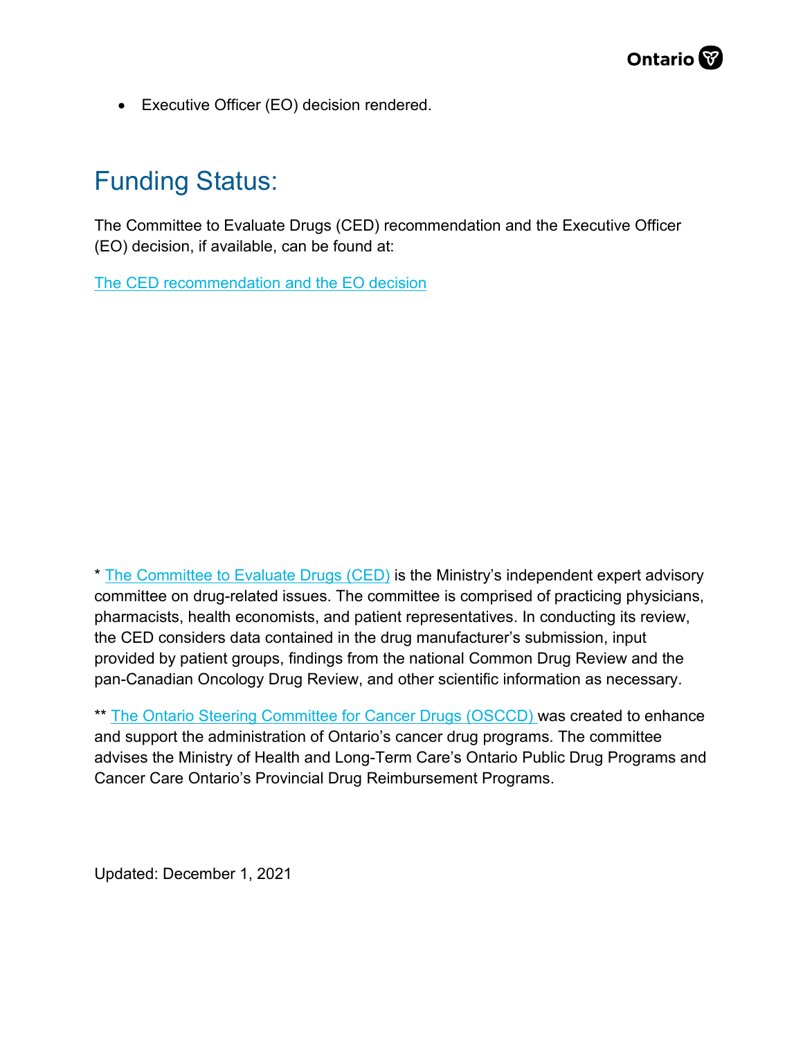- Executive Officer (EO) decision rendered.

## Funding Status:

The Committee to Evaluate Drugs (CED) recommendation and the Executive Officer (EO) decision, if available, can be found at:

The CED recommendation and the EO decision

* The Committee to Evaluate Drugs (CED) is the Ministry's independent expert advisory committee on drug-related issues. The committee is comprised of practicing physicians, pharmacists, health economists, and patient representatives. In conducting its review, the CED considers data contained in the drug manufacturer's submission, input provided by patient groups, findings from the national Common Drug Review and the pan-Canadian Oncology Drug Review, and other scientific information as necessary.

** The Ontario Steering Committee for Cancer Drugs (OSCCD) was created to enhance and support the administration of Ontario's cancer drug programs. The committee advises the Ministry of Health and Long-Term Care's Ontario Public Drug Programs and Cancer Care Ontario's Provincial Drug Reimbursement Programs.

Updated: December 1, 2021